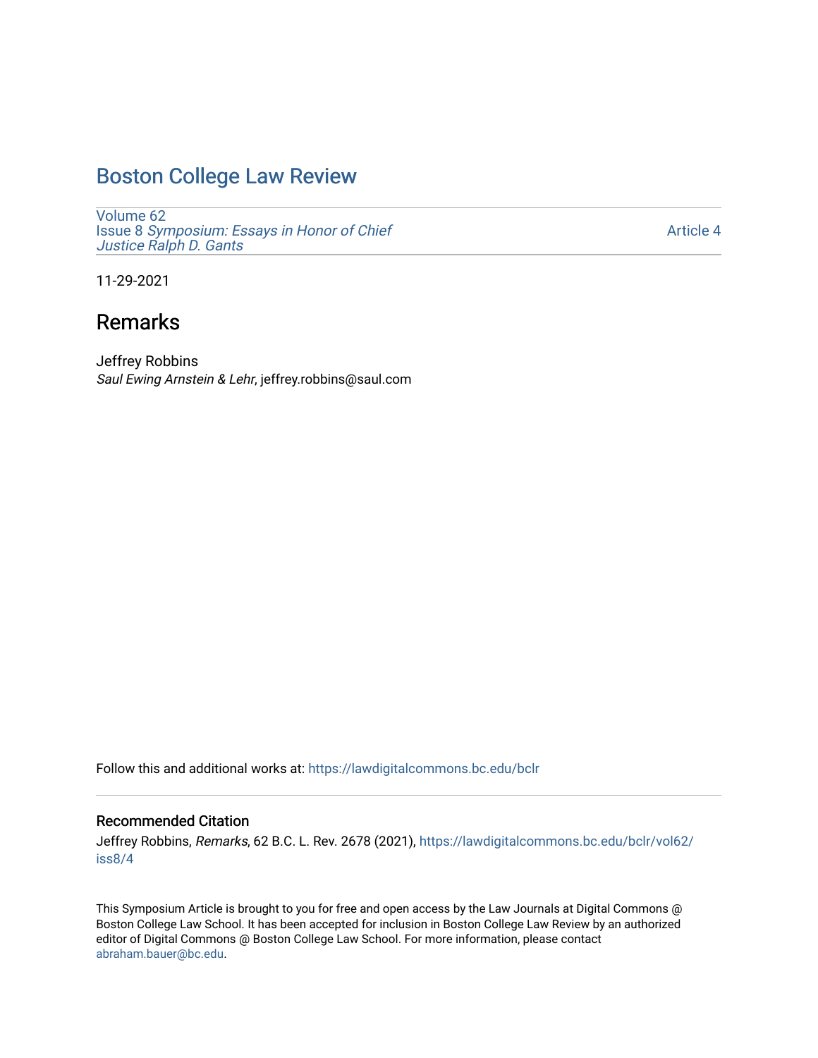# Boston College Law Review

Volume 62
Issue 8 *Symposium: Essays in Honor of Chief Justice Ralph D. Gants*

Article 4

11-29-2021

## Remarks

Jeffrey Robbins
*Saul Ewing Arnstein & Lehr*, jeffrey.robbins@saul.com

Follow this and additional works at: https://lawdigitalcommons.bc.edu/bclr

### Recommended Citation

Jeffrey Robbins, *Remarks*, 62 B.C. L. Rev. 2678 (2021), https://lawdigitalcommons.bc.edu/bclr/vol62/iss8/4

This Symposium Article is brought to you for free and open access by the Law Journals at Digital Commons @ Boston College Law School. It has been accepted for inclusion in Boston College Law Review by an authorized editor of Digital Commons @ Boston College Law School. For more information, please contact abraham.bauer@bc.edu.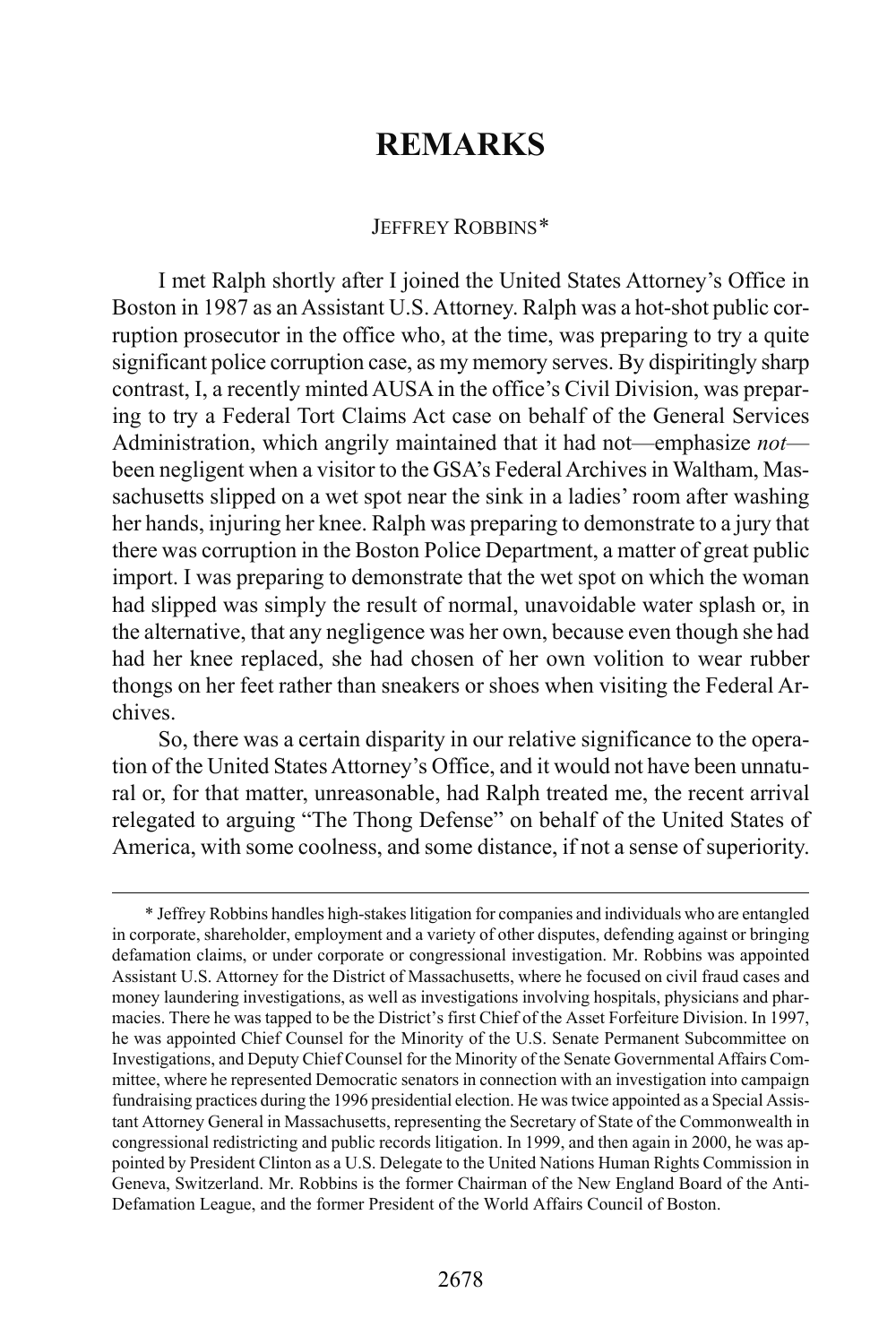# REMARKS

JEFFREY ROBBINS*

I met Ralph shortly after I joined the United States Attorney's Office in Boston in 1987 as an Assistant U.S. Attorney. Ralph was a hot-shot public corruption prosecutor in the office who, at the time, was preparing to try a quite significant police corruption case, as my memory serves. By dispiritingly sharp contrast, I, a recently minted AUSA in the office's Civil Division, was preparing to try a Federal Tort Claims Act case on behalf of the General Services Administration, which angrily maintained that it had not—emphasize *not*—been negligent when a visitor to the GSA's Federal Archives in Waltham, Massachusetts slipped on a wet spot near the sink in a ladies' room after washing her hands, injuring her knee. Ralph was preparing to demonstrate to a jury that there was corruption in the Boston Police Department, a matter of great public import. I was preparing to demonstrate that the wet spot on which the woman had slipped was simply the result of normal, unavoidable water splash or, in the alternative, that any negligence was her own, because even though she had had her knee replaced, she had chosen of her own volition to wear rubber thongs on her feet rather than sneakers or shoes when visiting the Federal Archives.

So, there was a certain disparity in our relative significance to the operation of the United States Attorney's Office, and it would not have been unnatural or, for that matter, unreasonable, had Ralph treated me, the recent arrival relegated to arguing "The Thong Defense" on behalf of the United States of America, with some coolness, and some distance, if not a sense of superiority.

---

* Jeffrey Robbins handles high-stakes litigation for companies and individuals who are entangled in corporate, shareholder, employment and a variety of other disputes, defending against or bringing defamation claims, or under corporate or congressional investigation. Mr. Robbins was appointed Assistant U.S. Attorney for the District of Massachusetts, where he focused on civil fraud cases and money laundering investigations, as well as investigations involving hospitals, physicians and pharmacies. There he was tapped to be the District's first Chief of the Asset Forfeiture Division. In 1997, he was appointed Chief Counsel for the Minority of the U.S. Senate Permanent Subcommittee on Investigations, and Deputy Chief Counsel for the Minority of the Senate Governmental Affairs Committee, where he represented Democratic senators in connection with an investigation into campaign fundraising practices during the 1996 presidential election. He was twice appointed as a Special Assistant Attorney General in Massachusetts, representing the Secretary of State of the Commonwealth in congressional redistricting and public records litigation. In 1999, and then again in 2000, he was appointed by President Clinton as a U.S. Delegate to the United Nations Human Rights Commission in Geneva, Switzerland. Mr. Robbins is the former Chairman of the New England Board of the Anti-Defamation League, and the former President of the World Affairs Council of Boston.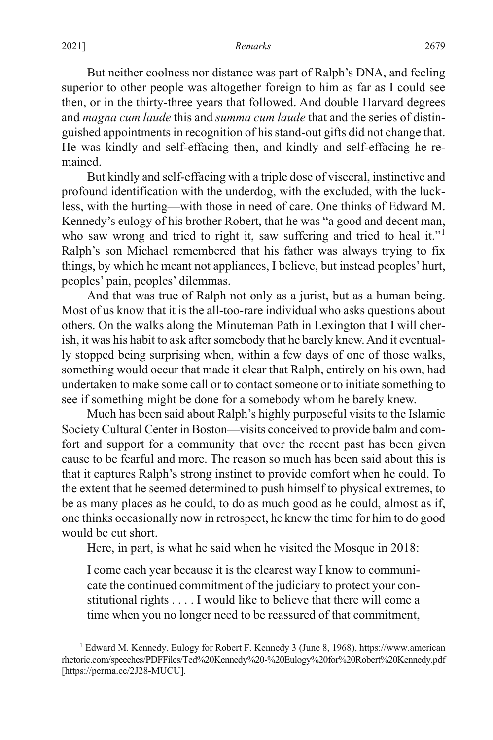But neither coolness nor distance was part of Ralph's DNA, and feeling superior to other people was altogether foreign to him as far as I could see then, or in the thirty-three years that followed. And double Harvard degrees and *magna cum laude* this and *summa cum laude* that and the series of distinguished appointments in recognition of his stand-out gifts did not change that. He was kindly and self-effacing then, and kindly and self-effacing he remained.

But kindly and self-effacing with a triple dose of visceral, instinctive and profound identification with the underdog, with the excluded, with the luckless, with the hurting—with those in need of care. One thinks of Edward M. Kennedy's eulogy of his brother Robert, that he was "a good and decent man, who saw wrong and tried to right it, saw suffering and tried to heal it."[1] Ralph's son Michael remembered that his father was always trying to fix things, by which he meant not appliances, I believe, but instead peoples' hurt, peoples' pain, peoples' dilemmas.

And that was true of Ralph not only as a jurist, but as a human being. Most of us know that it is the all-too-rare individual who asks questions about others. On the walks along the Minuteman Path in Lexington that I will cherish, it was his habit to ask after somebody that he barely knew. And it eventually stopped being surprising when, within a few days of one of those walks, something would occur that made it clear that Ralph, entirely on his own, had undertaken to make some call or to contact someone or to initiate something to see if something might be done for a somebody whom he barely knew.

Much has been said about Ralph's highly purposeful visits to the Islamic Society Cultural Center in Boston—visits conceived to provide balm and comfort and support for a community that over the recent past has been given cause to be fearful and more. The reason so much has been said about this is that it captures Ralph's strong instinct to provide comfort when he could. To the extent that he seemed determined to push himself to physical extremes, to be as many places as he could, to do as much good as he could, almost as if, one thinks occasionally now in retrospect, he knew the time for him to do good would be cut short.

Here, in part, is what he said when he visited the Mosque in 2018:

> I come each year because it is the clearest way I know to communicate the continued commitment of the judiciary to protect your constitutional rights . . . . I would like to believe that there will come a time when you no longer need to be reassured of that commitment,

---

[1] Edward M. Kennedy, Eulogy for Robert F. Kennedy 3 (June 8, 1968), https://www.americanrhetoric.com/speeches/PDFFiles/Ted%20Kennedy%20-%20Eulogy%20for%20Robert%20Kennedy.pdf [https://perma.cc/2J28-MUCU].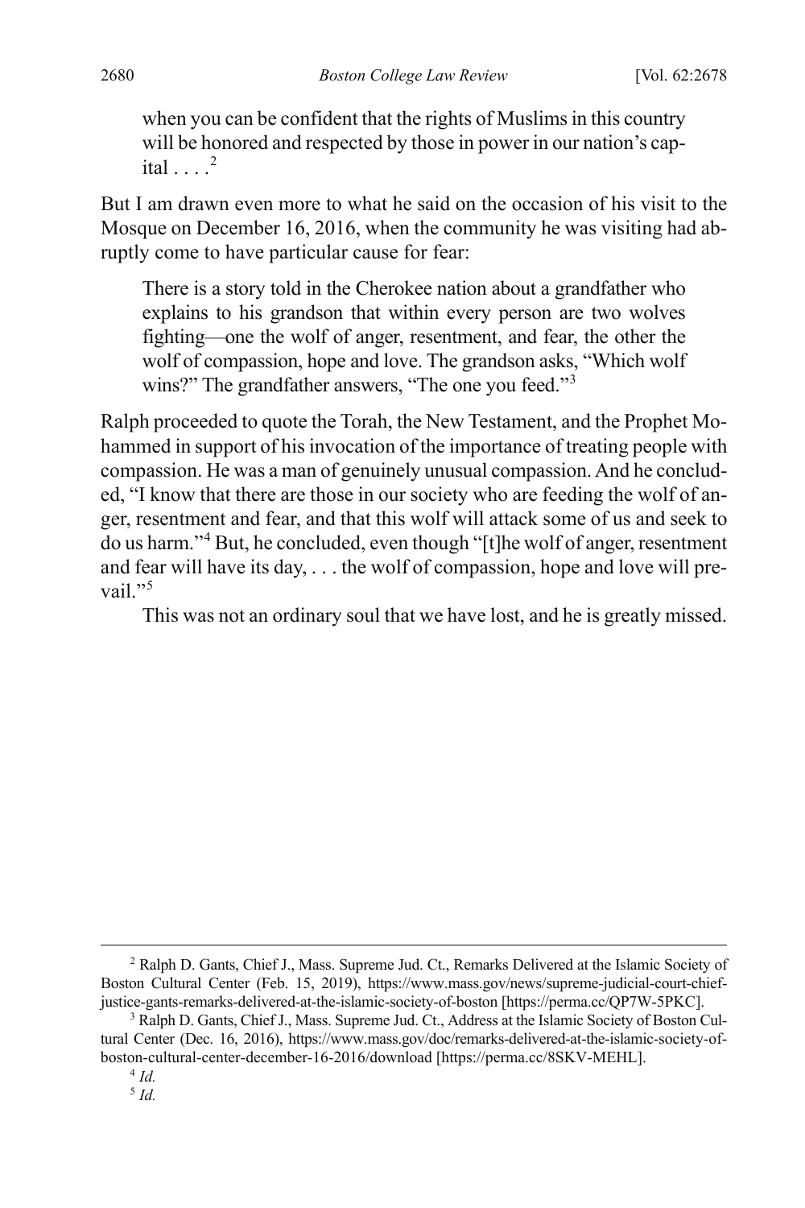> when you can be confident that the rights of Muslims in this country will be honored and respected by those in power in our nation's capital . . . .[2]

But I am drawn even more to what he said on the occasion of his visit to the Mosque on December 16, 2016, when the community he was visiting had abruptly come to have particular cause for fear:

> There is a story told in the Cherokee nation about a grandfather who explains to his grandson that within every person are two wolves fighting—one the wolf of anger, resentment, and fear, the other the wolf of compassion, hope and love. The grandson asks, "Which wolf wins?" The grandfather answers, "The one you feed."[3]

Ralph proceeded to quote the Torah, the New Testament, and the Prophet Mohammed in support of his invocation of the importance of treating people with compassion. He was a man of genuinely unusual compassion. And he concluded, "I know that there are those in our society who are feeding the wolf of anger, resentment and fear, and that this wolf will attack some of us and seek to do us harm."[4] But, he concluded, even though "[t]he wolf of anger, resentment and fear will have its day, . . . the wolf of compassion, hope and love will prevail."[5]

This was not an ordinary soul that we have lost, and he is greatly missed.

---

[2] Ralph D. Gants, Chief J., Mass. Supreme Jud. Ct., Remarks Delivered at the Islamic Society of Boston Cultural Center (Feb. 15, 2019), https://www.mass.gov/news/supreme-judicial-court-chief-justice-gants-remarks-delivered-at-the-islamic-society-of-boston [https://perma.cc/QP7W-5PKC].

[3] Ralph D. Gants, Chief J., Mass. Supreme Jud. Ct., Address at the Islamic Society of Boston Cultural Center (Dec. 16, 2016), https://www.mass.gov/doc/remarks-delivered-at-the-islamic-society-of-boston-cultural-center-december-16-2016/download [https://perma.cc/8SKV-MEHL].

[4] *Id.*

[5] *Id.*